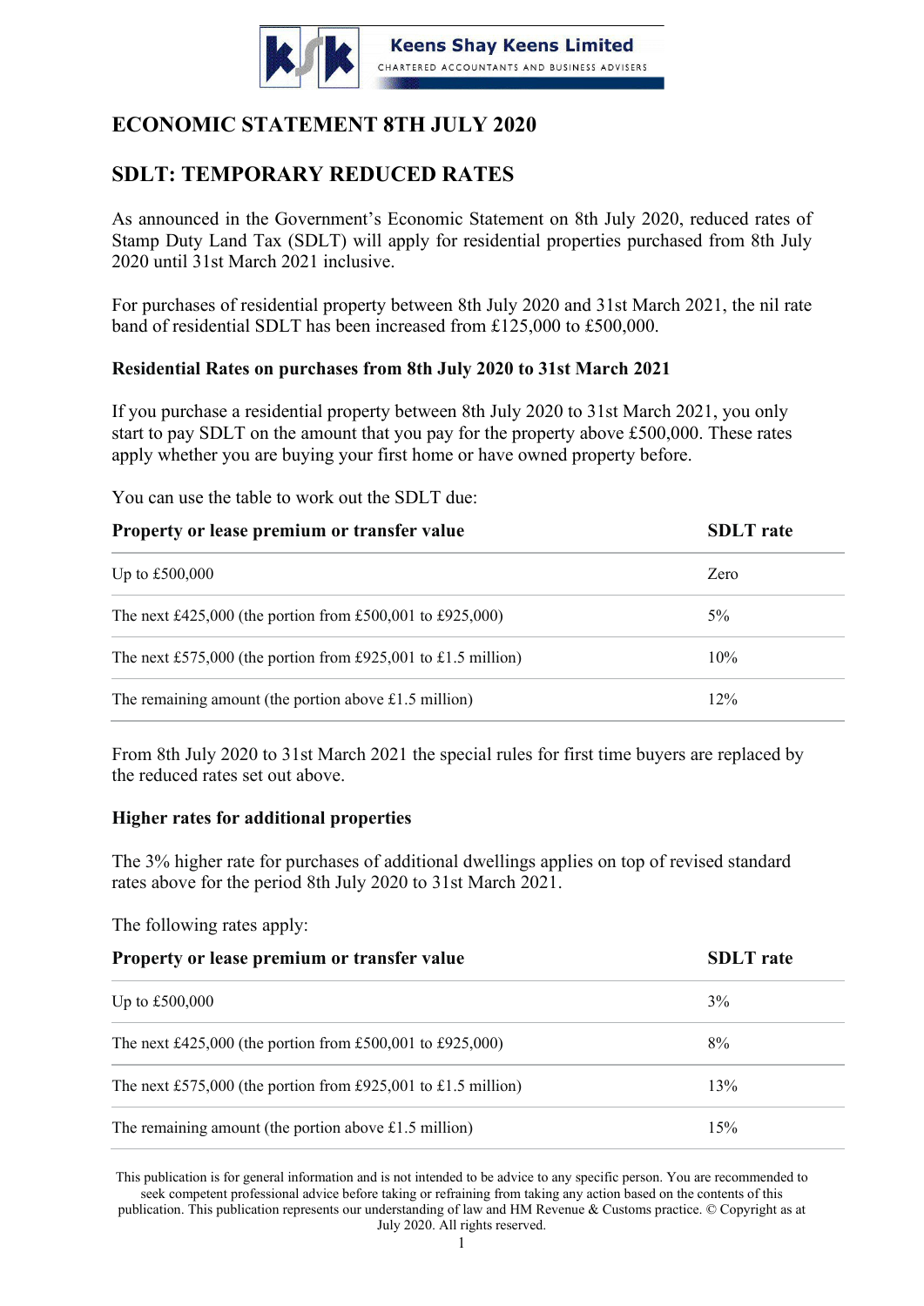Keens Shay Keens Limited

CHARTERED ACCOUNTANTS AND BUSINESS ADVISERS

# ECONOMIC STATEMENT 8TH JULY 2020

## SDLT: TEMPORARY REDUCED RATES

As announced in the Government's Economic Statement on 8th July 2020, reduced rates of Stamp Duty Land Tax (SDLT) will apply for residential properties purchased from 8th July 2020 until 31st March 2021 inclusive.

For purchases of residential property between 8th July 2020 and 31st March 2021, the nil rate band of residential SDLT has been increased from £125,000 to £500,000.

### Residential Rates on purchases from 8th July 2020 to 31st March 2021

If you purchase a residential property between 8th July 2020 to 31st March 2021, you only start to pay SDLT on the amount that you pay for the property above £500,000. These rates apply whether you are buying your first home or have owned property before.

You can use the table to work out the SDLT due:

| Property or lease premium or transfer value | SDLT rate |
|---|---|
| Up to £500,000 | Zero |
| The next £425,000 (the portion from £500,001 to £925,000) | 5% |
| The next £575,000 (the portion from £925,001 to £1.5 million) | 10% |
| The remaining amount (the portion above £1.5 million) | 12% |

From 8th July 2020 to 31st March 2021 the special rules for first time buyers are replaced by the reduced rates set out above.

### Higher rates for additional properties

The 3% higher rate for purchases of additional dwellings applies on top of revised standard rates above for the period 8th July 2020 to 31st March 2021.

The following rates apply:

| Property or lease premium or transfer value | SDLT rate |
|---|---|
| Up to £500,000 | 3% |
| The next £425,000 (the portion from £500,001 to £925,000) | 8% |
| The next £575,000 (the portion from £925,001 to £1.5 million) | 13% |
| The remaining amount (the portion above £1.5 million) | 15% |

This publication is for general information and is not intended to be advice to any specific person. You are recommended to seek competent professional advice before taking or refraining from taking any action based on the contents of this publication. This publication represents our understanding of law and HM Revenue & Customs practice. © Copyright as at July 2020. All rights reserved.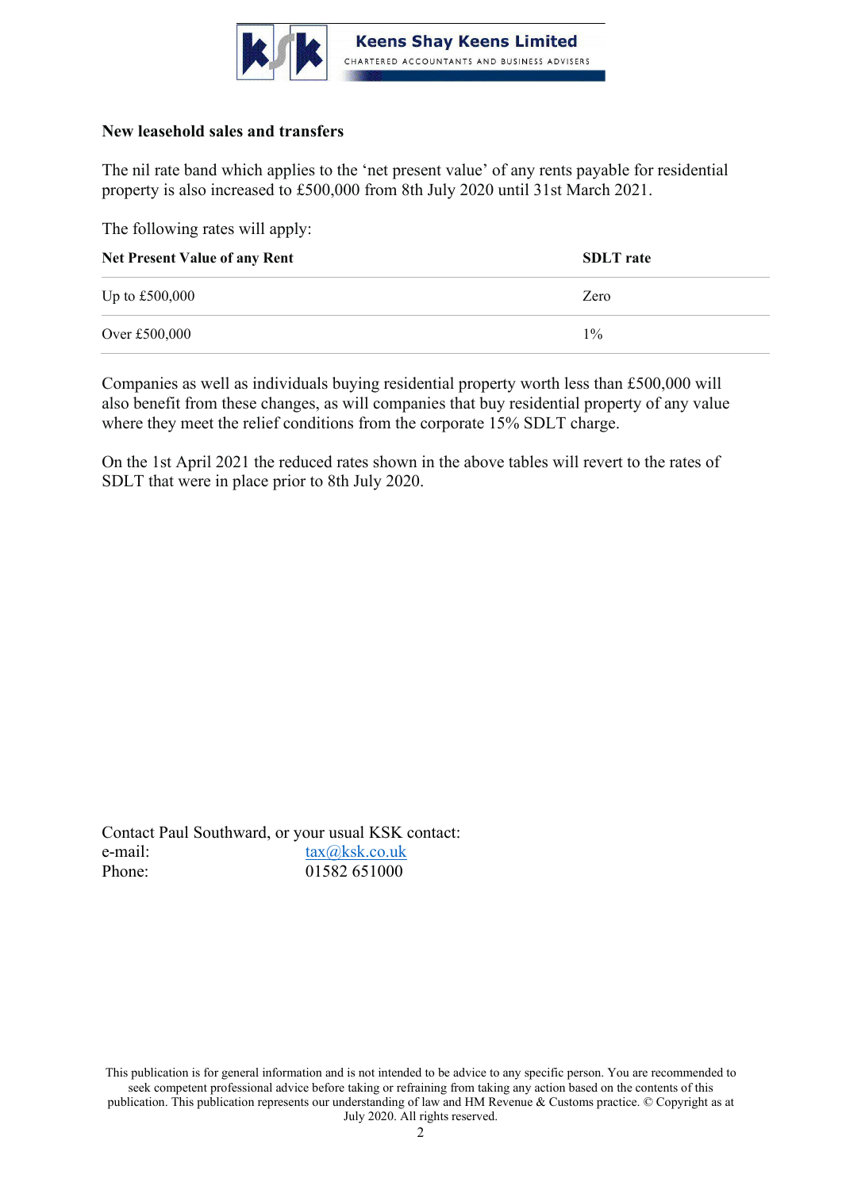## New leasehold sales and transfers

The nil rate band which applies to the 'net present value' of any rents payable for residential property is also increased to £500,000 from 8th July 2020 until 31st March 2021.

The following rates will apply:

| Net Present Value of any Rent | SDLT rate |
|---|---|
| Up to £500,000 | Zero |
| Over £500,000 | 1% |

Companies as well as individuals buying residential property worth less than £500,000 will also benefit from these changes, as will companies that buy residential property of any value where they meet the relief conditions from the corporate 15% SDLT charge.

On the 1st April 2021 the reduced rates shown in the above tables will revert to the rates of SDLT that were in place prior to 8th July 2020.

Contact Paul Southward, or your usual KSK contact:
e-mail: tax@ksk.co.uk
Phone: 01582 651000

This publication is for general information and is not intended to be advice to any specific person. You are recommended to seek competent professional advice before taking or refraining from taking any action based on the contents of this publication. This publication represents our understanding of law and HM Revenue & Customs practice. © Copyright as at July 2020. All rights reserved.